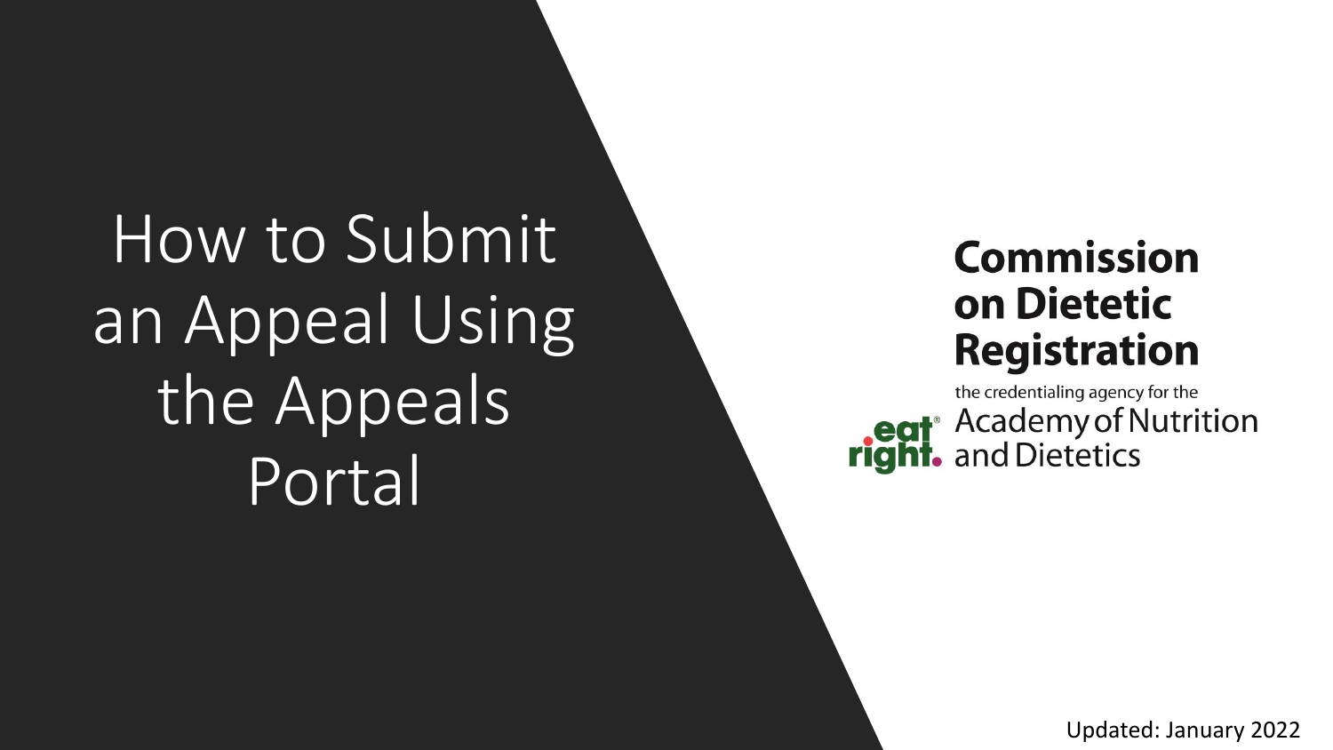# How to Submit an Appeal Using the Appeals Portal

**Commission on Dietetic Registration**

the credentialing agency for the Academy of Nutrition and Dietetics

eat right.

Updated: January 2022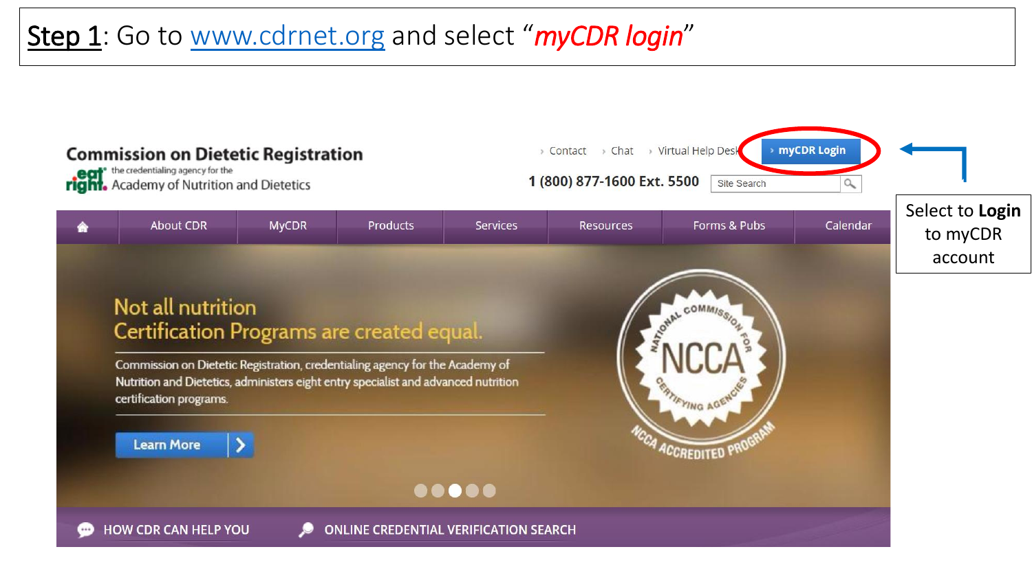**Step 1**: Go to [www.cdrnet.org](http://www.cdrnet.org) and select "*mycDR login*"

Commission on Dietetic Registration
the credentialing agency for the Academy of Nutrition and Dietetics

› Contact › Chat › Virtual Help Desk › myCDR Login

1 (800) 877-1600 Ext. 5500

Site Search

About CDR | MyCDR | Products | Services | Resources | Forms & Pubs | Calendar

Not all nutrition Certification Programs are created equal.

Commission on Dietetic Registration, credentialing agency for the Academy of Nutrition and Dietetics, administers eight entry specialist and advanced nutrition certification programs.

Learn More

NATIONAL COMMISSION FOR CERTIFYING AGENCIES NCCA
NCCA ACCREDITED PROGRAM

HOW CDR CAN HELP YOU

ONLINE CREDENTIAL VERIFICATION SEARCH

Select to **Login** to myCDR account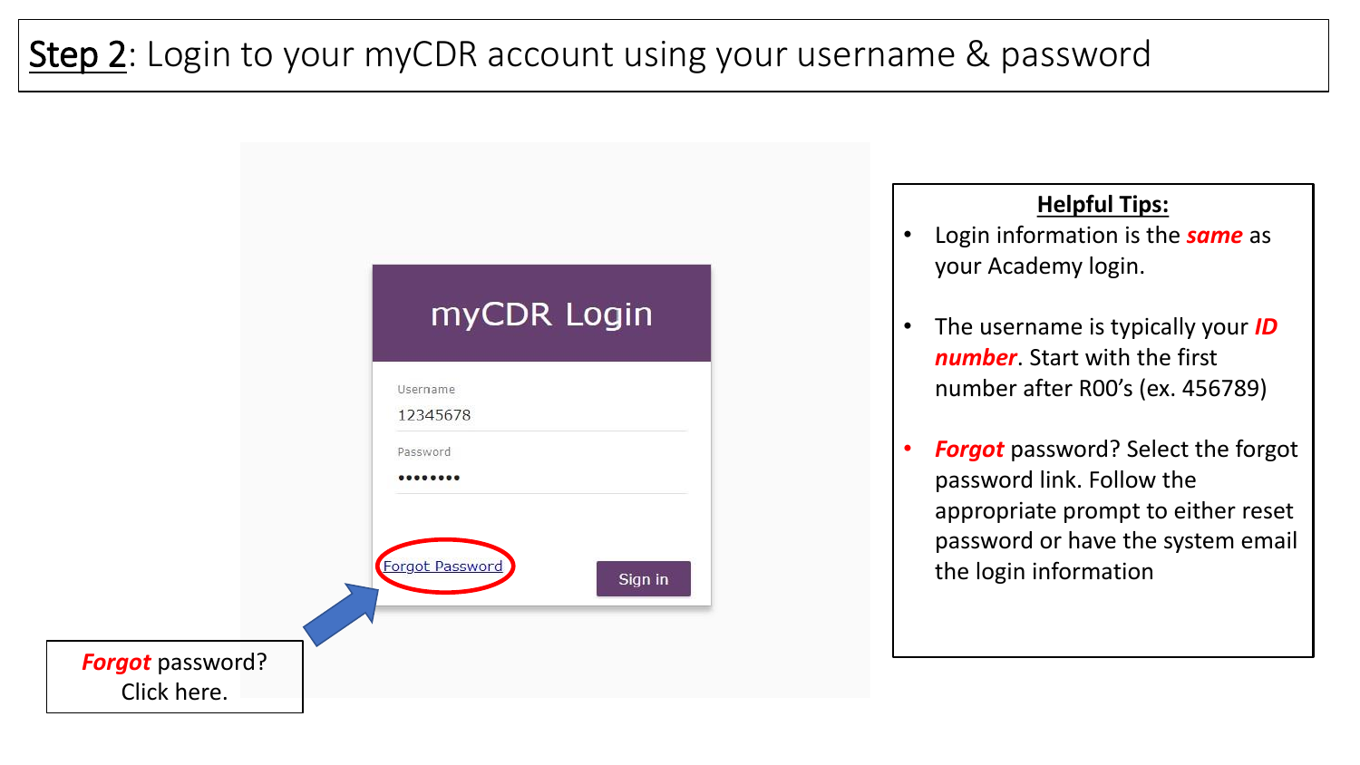# **Step 2**: Login to your myCDR account using your username & password

myCDR Login

Username

12345678

Password

••••••••

Forgot Password

Sign in

***Forgot*** password? Click here.

**Helpful Tips:**

- Login information is the ***same*** as your Academy login.
- The username is typically your ***ID number***. Start with the first number after R00's (ex. 456789)
- ***Forgot*** password? Select the forgot password link. Follow the appropriate prompt to either reset password or have the system email the login information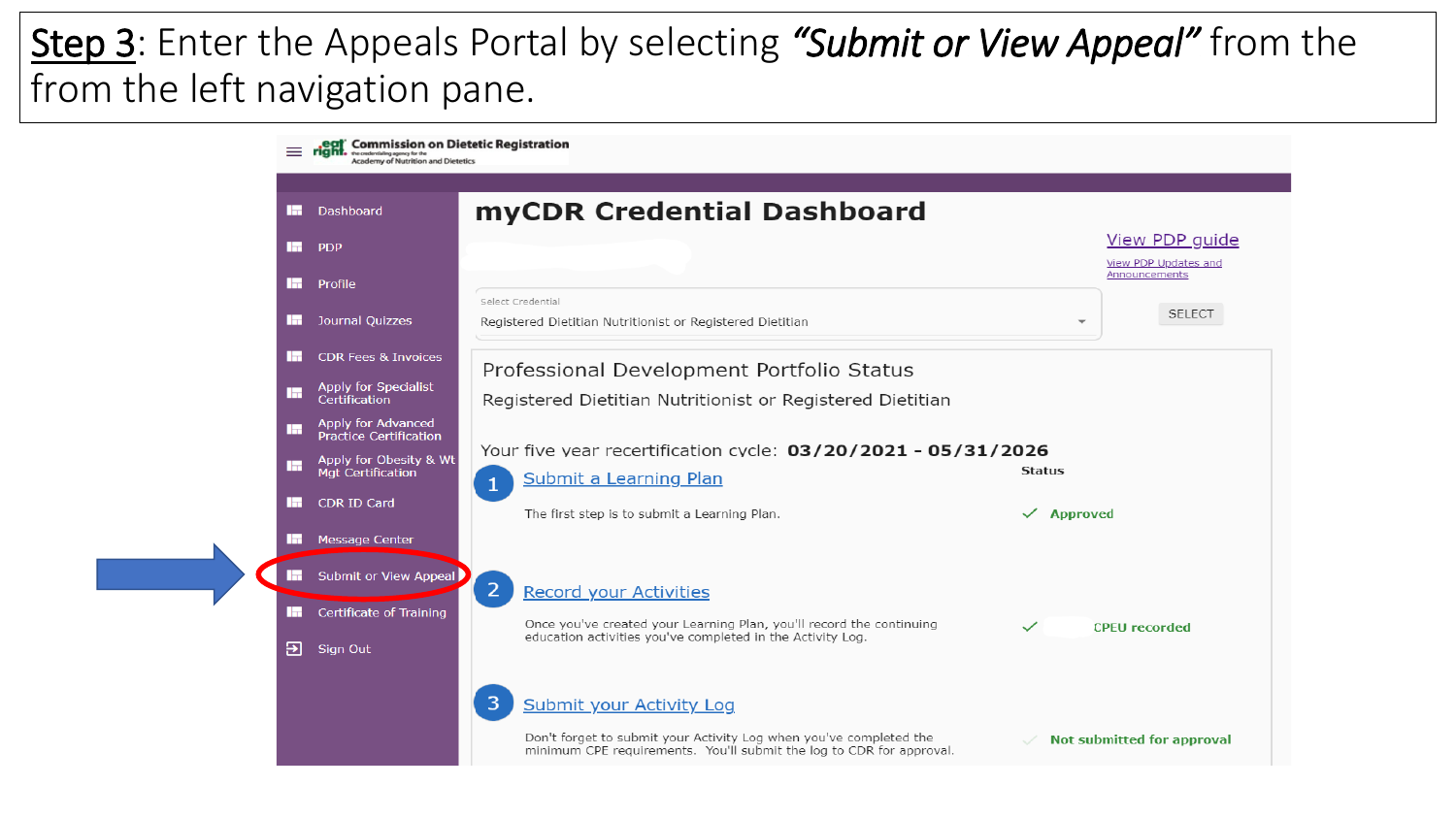**Step 3**: Enter the Appeals Portal by selecting ***"Submit or View Appeal"*** from the from the left navigation pane.

Commission on Dietetic Registration
the credentialing agency for the
Academy of Nutrition and Dietetics

- Dashboard
- PDP
- Profile
- Journal Quizzes
- CDR Fees & Invoices
- Apply for Specialist Certification
- Apply for Advanced Practice Certification
- Apply for Obesity & Wt Mgt Certification
- CDR ID Card
- Message Center
- Submit or View Appeal
- Certificate of Training
- Sign Out

# myCDR Credential Dashboard

View PDP guide

View PDP Updates and Announcements

Select Credential

Registered Dietitian Nutritionist or Registered Dietitian

SELECT

Professional Development Portfolio Status

Registered Dietitian Nutritionist or Registered Dietitian

Your five year recertification cycle: **03/20/2021 - 05/31/2026**

| | | Status |
|---|---|---|
| 1 | Submit a Learning Plan<br>The first step is to submit a Learning Plan. | ✓ Approved |
| 2 | Record your Activities<br>Once you've created your Learning Plan, you'll record the continuing education activities you've completed in the Activity Log. | ✓ CPEU recorded |
| 3 | Submit your Activity Log<br>Don't forget to submit your Activity Log when you've completed the minimum CPE requirements. You'll submit the log to CDR for approval. | ✓ Not submitted for approval |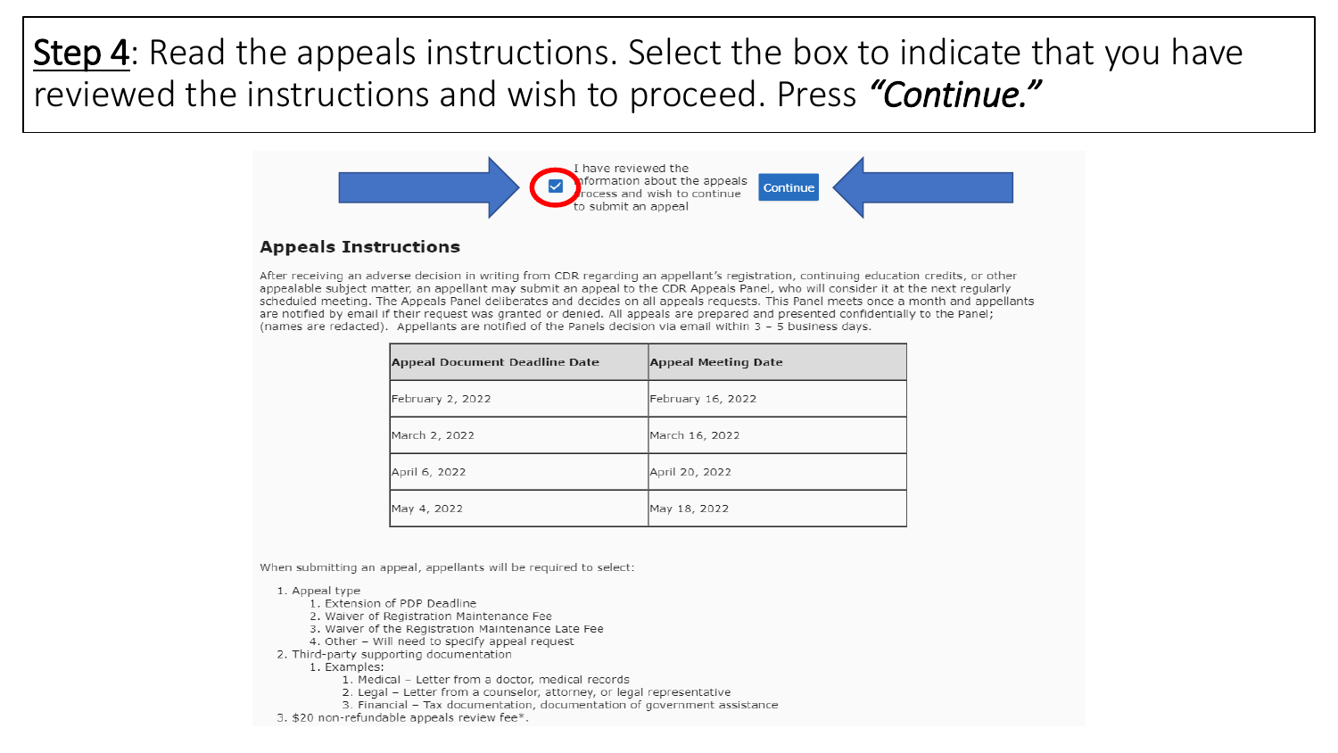**Step 4**: Read the appeals instructions. Select the box to indicate that you have reviewed the instructions and wish to proceed. Press ***"Continue."***

I have reviewed the information about the appeals process and wish to continue to submit an appeal

Continue

## Appeals Instructions

After receiving an adverse decision in writing from CDR regarding an appellant's registration, continuing education credits, or other appealable subject matter, an appellant may submit an appeal to the CDR Appeals Panel, who will consider it at the next regularly scheduled meeting. The Appeals Panel deliberates and decides on all appeals requests. This Panel meets once a month and appellants are notified by email if their request was granted or denied. All appeals are prepared and presented confidentially to the Panel; (names are redacted). Appellants are notified of the Panels decision via email within 3 – 5 business days.

| Appeal Document Deadline Date | Appeal Meeting Date |
|---|---|
| February 2, 2022 | February 16, 2022 |
| March 2, 2022 | March 16, 2022 |
| April 6, 2022 | April 20, 2022 |
| May 4, 2022 | May 18, 2022 |

When submitting an appeal, appellants will be required to select:

1. Appeal type
    1. Extension of PDP Deadline
    2. Waiver of Registration Maintenance Fee
    3. Waiver of the Registration Maintenance Late Fee
    4. Other – Will need to specify appeal request
2. Third-party supporting documentation
    1. Examples:
        1. Medical – Letter from a doctor, medical records
        2. Legal – Letter from a counselor, attorney, or legal representative
        3. Financial – Tax documentation, documentation of government assistance
3. $20 non-refundable appeals review fee*.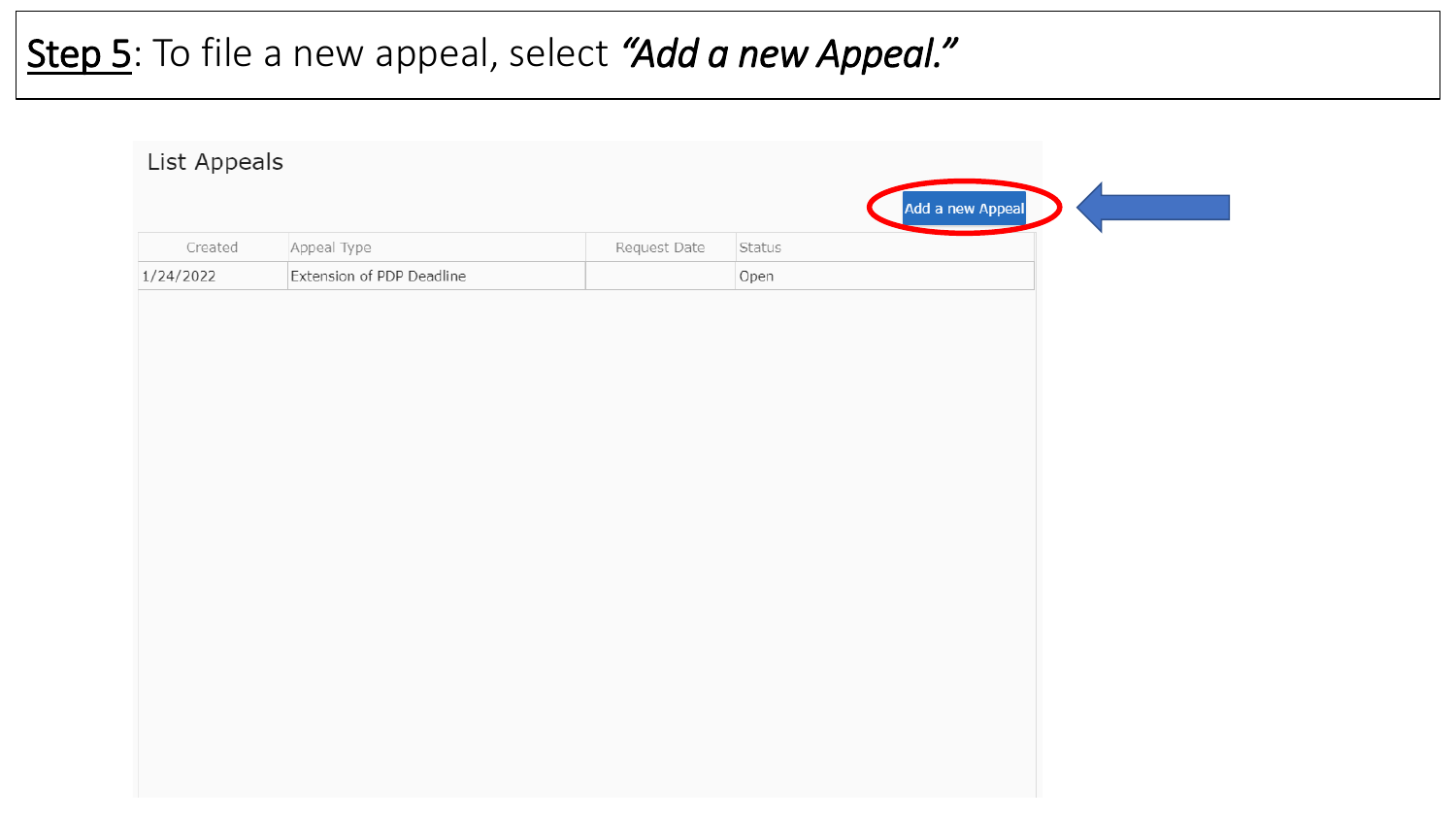**<u>Step 5</u>**: To file a new appeal, select ***"Add a new Appeal."***

List Appeals

Add a new Appeal

| Created | Appeal Type | Request Date | Status |
| --- | --- | --- | --- |
| 1/24/2022 | Extension of PDP Deadline | | Open |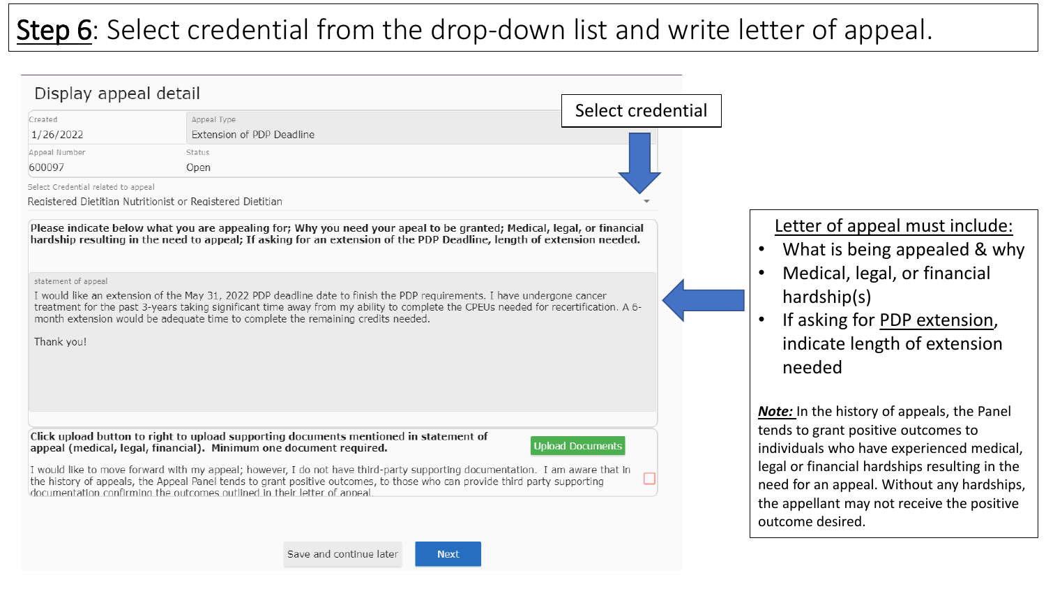# Step 6: Select credential from the drop-down list and write letter of appeal.

## Display appeal detail

| Created | Appeal Type |
|---|---|
| 1/26/2022 | Extension of PDP Deadline |
| **Appeal Number** | **Status** |
| 600097 | Open |

Select Credential related to appeal

Registered Dietitian Nutritionist or Registered Dietitian

**Select credential**

**Please indicate below what you are appealing for; Why you need your apeal to be granted; Medical, legal, or financial hardship resulting in the need to appeal; If asking for an extension of the PDP Deadline, length of extension needed.**

statement of appeal

I would like an extension of the May 31, 2022 PDP deadline date to finish the PDP requirements. I have undergone cancer treatment for the past 3-years taking significant time away from my ability to complete the CPEUs needed for recertification. A 6-month extension would be adequate time to complete the remaining credits needed.

Thank you!

**Click upload button to right to upload supporting documents mentioned in statement of appeal (medical, legal, financial). Minimum one document required.**

Upload Documents

I would like to move forward with my appeal; however, I do not have third-party supporting documentation. I am aware that in the history of appeals, the Appeal Panel tends to grant positive outcomes, to those who can provide third party supporting documentation confirming the outcomes outlined in their letter of appeal.

Save and continue later | Next

## Letter of appeal must include:

- What is being appealed & why
- Medical, legal, or financial hardship(s)
- If asking for PDP extension, indicate length of extension needed

***Note:*** In the history of appeals, the Panel tends to grant positive outcomes to individuals who have experienced medical, legal or financial hardships resulting in the need for an appeal. Without any hardships, the appellant may not receive the positive outcome desired.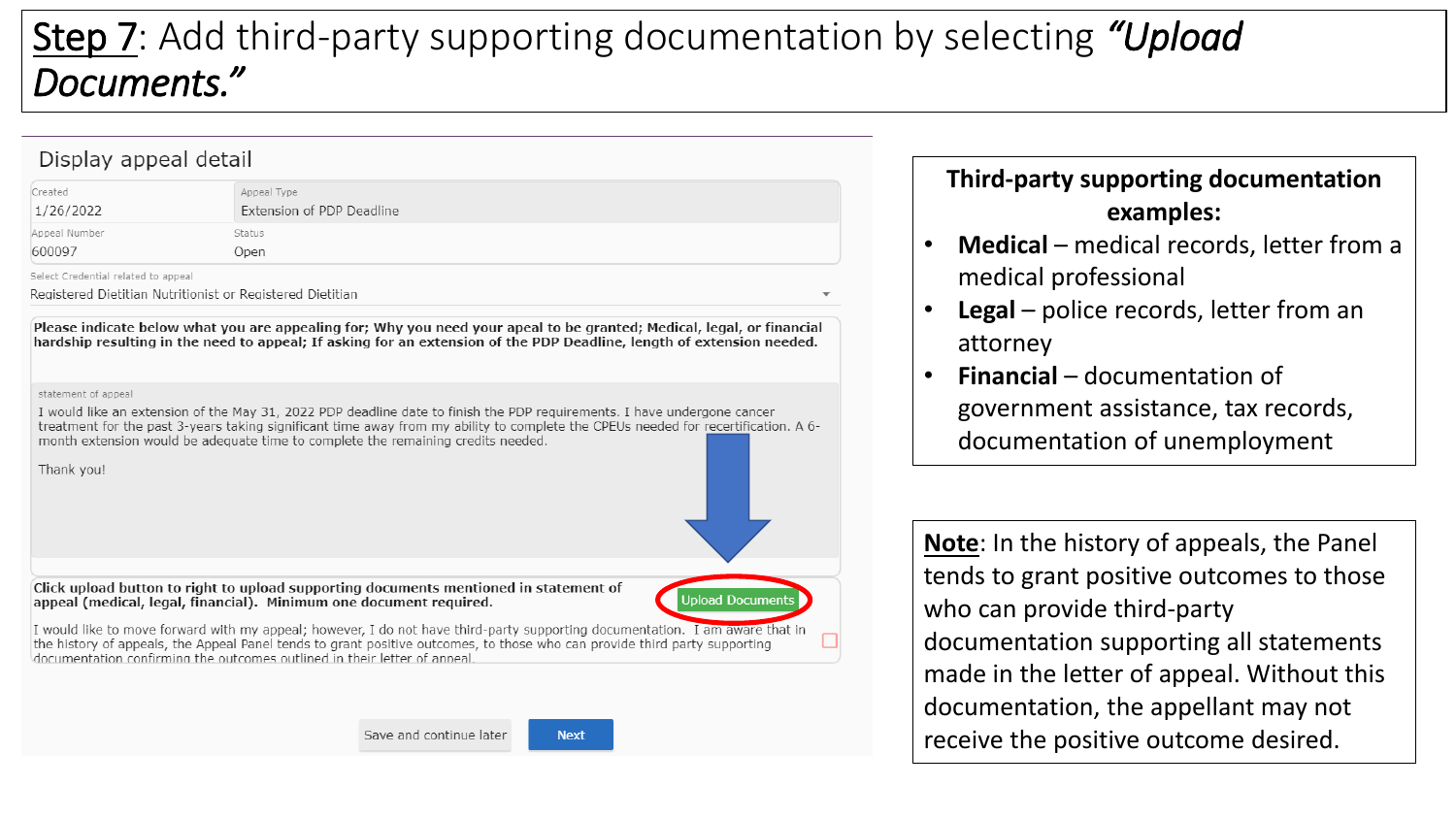# Step 7: Add third-party supporting documentation by selecting *"Upload Documents."*

Display appeal detail

| Created | Appeal Type |
|---|---|
| 1/26/2022 | Extension of PDP Deadline |
| **Appeal Number** | **Status** |
| 600097 | Open |

Select Credential related to appeal

Registered Dietitian Nutritionist or Registered Dietitian

**Please indicate below what you are appealing for; Why you need your apeal to be granted; Medical, legal, or financial hardship resulting in the need to appeal; If asking for an extension of the PDP Deadline, length of extension needed.**

statement of appeal

I would like an extension of the May 31, 2022 PDP deadline date to finish the PDP requirements. I have undergone cancer treatment for the past 3-years taking significant time away from my ability to complete the CPEUs needed for recertification. A 6-month extension would be adequate time to complete the remaining credits needed.

Thank you!

**Click upload button to right to upload supporting documents mentioned in statement of appeal (medical, legal, financial). Minimum one document required.**

Upload Documents

I would like to move forward with my appeal; however, I do not have third-party supporting documentation. I am aware that in the history of appeals, the Appeal Panel tends to grant positive outcomes, to those who can provide third party supporting documentation confirming the outcomes outlined in their letter of appeal.

Save and continue later | Next

**Third-party supporting documentation examples:**

- **Medical** – medical records, letter from a medical professional
- **Legal** – police records, letter from an attorney
- **Financial** – documentation of government assistance, tax records, documentation of unemployment

**Note**: In the history of appeals, the Panel tends to grant positive outcomes to those who can provide third-party documentation supporting all statements made in the letter of appeal. Without this documentation, the appellant may not receive the positive outcome desired.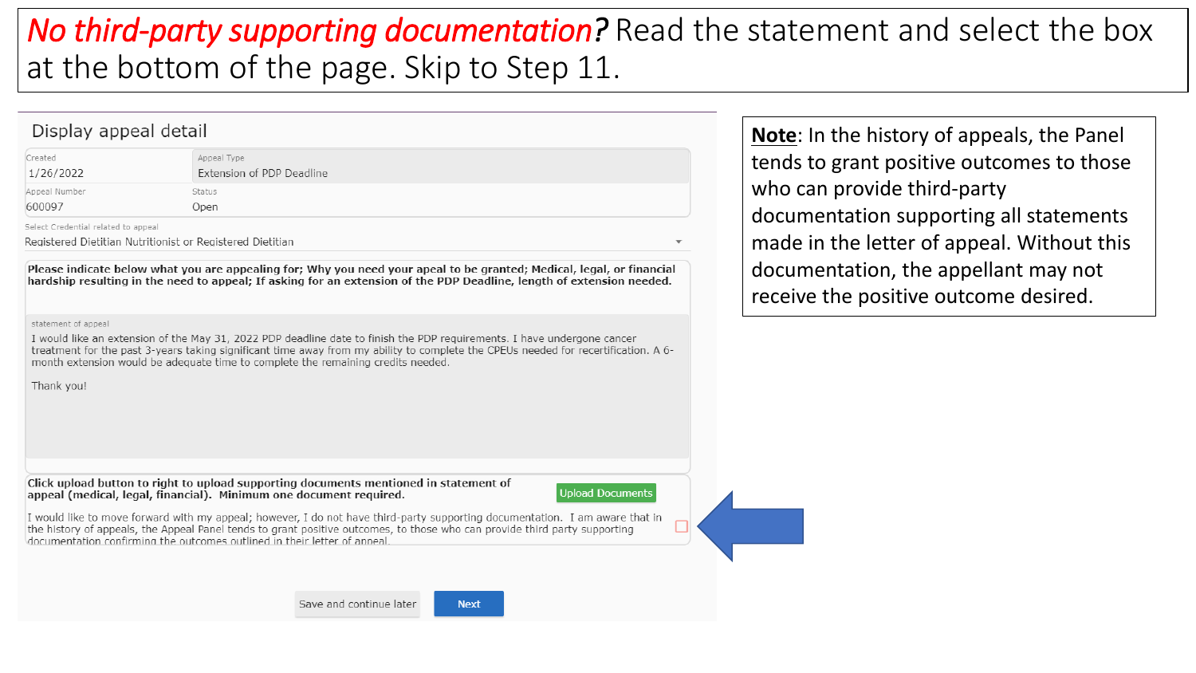***No third-party supporting documentation?*** Read the statement and select the box at the bottom of the page. Skip to Step 11.

Display appeal detail

| Created | Appeal Type |
| --- | --- |
| 1/26/2022 | Extension of PDP Deadline |
| **Appeal Number** | **Status** |
| 600097 | Open |

Select Credential related to appeal

Registered Dietitian Nutritionist or Registered Dietitian

**Please indicate below what you are appealing for; Why you need your apeal to be granted; Medical, legal, or financial hardship resulting in the need to appeal; If asking for an extension of the PDP Deadline, length of extension needed.**

statement of appeal

I would like an extension of the May 31, 2022 PDP deadline date to finish the PDP requirements. I have undergone cancer treatment for the past 3-years taking significant time away from my ability to complete the CPEUs needed for recertification. A 6-month extension would be adequate time to complete the remaining credits needed.

Thank you!

**Click upload button to right to upload supporting documents mentioned in statement of appeal (medical, legal, financial). Minimum one document required.**

Upload Documents

I would like to move forward with my appeal; however, I do not have third-party supporting documentation. I am aware that in the history of appeals, the Appeal Panel tends to grant positive outcomes, to those who can provide third party supporting documentation confirming the outcomes outlined in their letter of appeal.

Save and continue later

Next

**Note**: In the history of appeals, the Panel tends to grant positive outcomes to those who can provide third-party documentation supporting all statements made in the letter of appeal. Without this documentation, the appellant may not receive the positive outcome desired.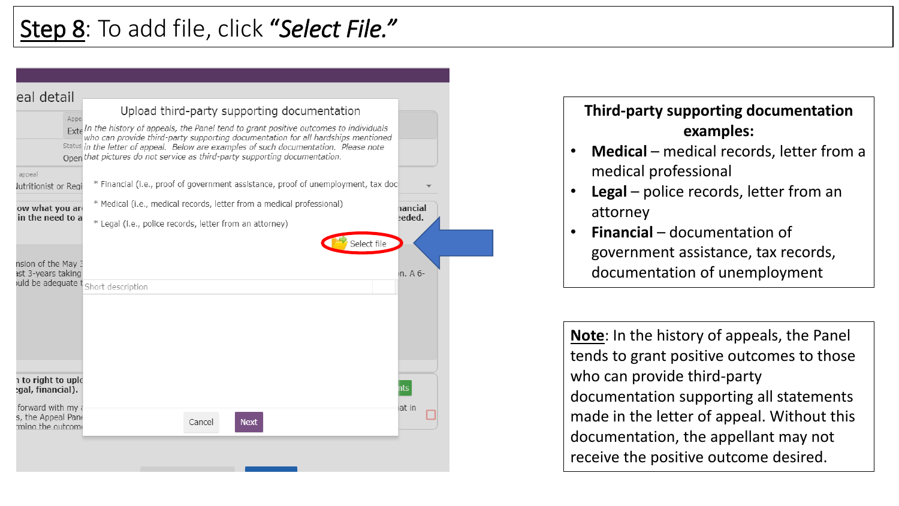# Step 8: To add file, click *"Select File."*

Upload third-party supporting documentation

*In the history of appeals, the Panel tend to grant positive outcomes to individuals who can provide third-party supporting documentation for all hardships mentioned in the letter of appeal. Below are examples of such documentation. Please note that pictures do not service as third-party supporting documentation.*

* Financial (i.e., proof of government assistance, proof of unemployment, tax doc
* Medical (i.e., medical records, letter from a medical professional)
* Legal (i.e., police records, letter from an attorney)

Select file

Short description

Cancel | Next

**Third-party supporting documentation examples:**

- **Medical** – medical records, letter from a medical professional
- **Legal** – police records, letter from an attorney
- **Financial** – documentation of government assistance, tax records, documentation of unemployment

**Note**: In the history of appeals, the Panel tends to grant positive outcomes to those who can provide third-party documentation supporting all statements made in the letter of appeal. Without this documentation, the appellant may not receive the positive outcome desired.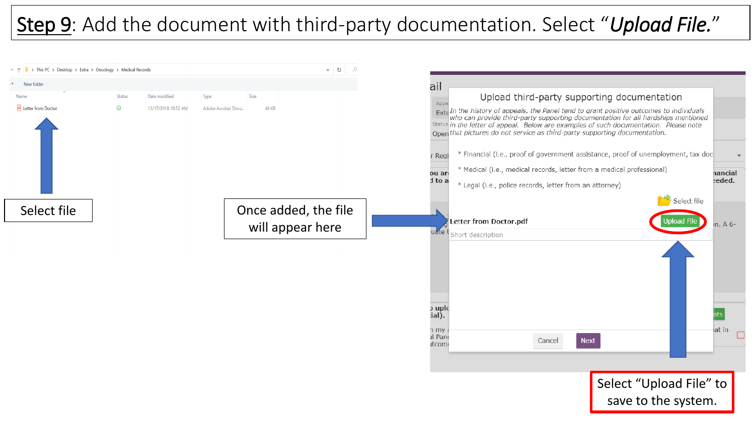# Step 9: Add the document with third-party documentation. Select "*Upload File.*"

Select file

Once added, the file will appear here

Select "Upload File" to save to the system.

This PC › Desktop › Extra › Oncology › Medical Records

New folder

| Name | Status | Date modified | Type | Size |
|---|---|---|---|---|
| Letter from Doctor | | 12/17/2018 10:52 AM | Adobe Acrobat Docu... | 48 KB |

## Upload third-party supporting documentation

*In the history of appeals, the Panel tend to grant positive outcomes to individuals who can provide third-party supporting documentation for all hardships mentioned in the letter of appeal. Below are examples of such documentation. Please note that pictures do not service as third-party supporting documentation.*

* Financial (i.e., proof of government assistance, proof of unemployment, tax doc
* Medical (i.e., medical records, letter from a medical professional)
* Legal (i.e., police records, letter from an attorney)

Select file

**Letter from Doctor.pdf** Upload File

Short description

Cancel Next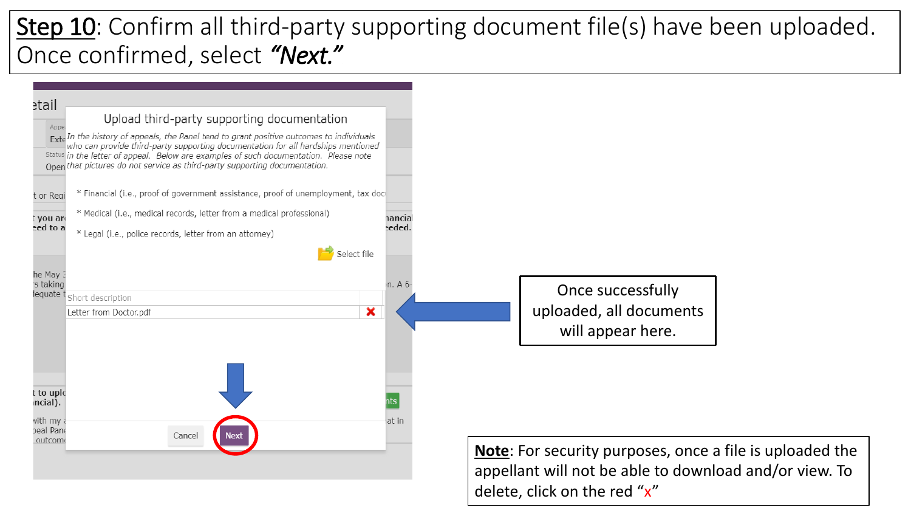**Step 10**: Confirm all third-party supporting document file(s) have been uploaded. Once confirmed, select ***"Next."***

Upload third-party supporting documentation

*In the history of appeals, the Panel tend to grant positive outcomes to individuals who can provide third-party supporting documentation for all hardships mentioned in the letter of appeal. Below are examples of such documentation. Please note that pictures do not service as third-party supporting documentation.*

* Financial (i.e., proof of government assistance, proof of unemployment, tax doc
* Medical (i.e., medical records, letter from a medical professional)
* Legal (i.e., police records, letter from an attorney)

Select file

| Short description | |
|---|---|
| Letter from Doctor.pdf | ✕ |

Cancel | Next

Once successfully uploaded, all documents will appear here.

**Note**: For security purposes, once a file is uploaded the appellant will not be able to download and/or view. To delete, click on the red "x"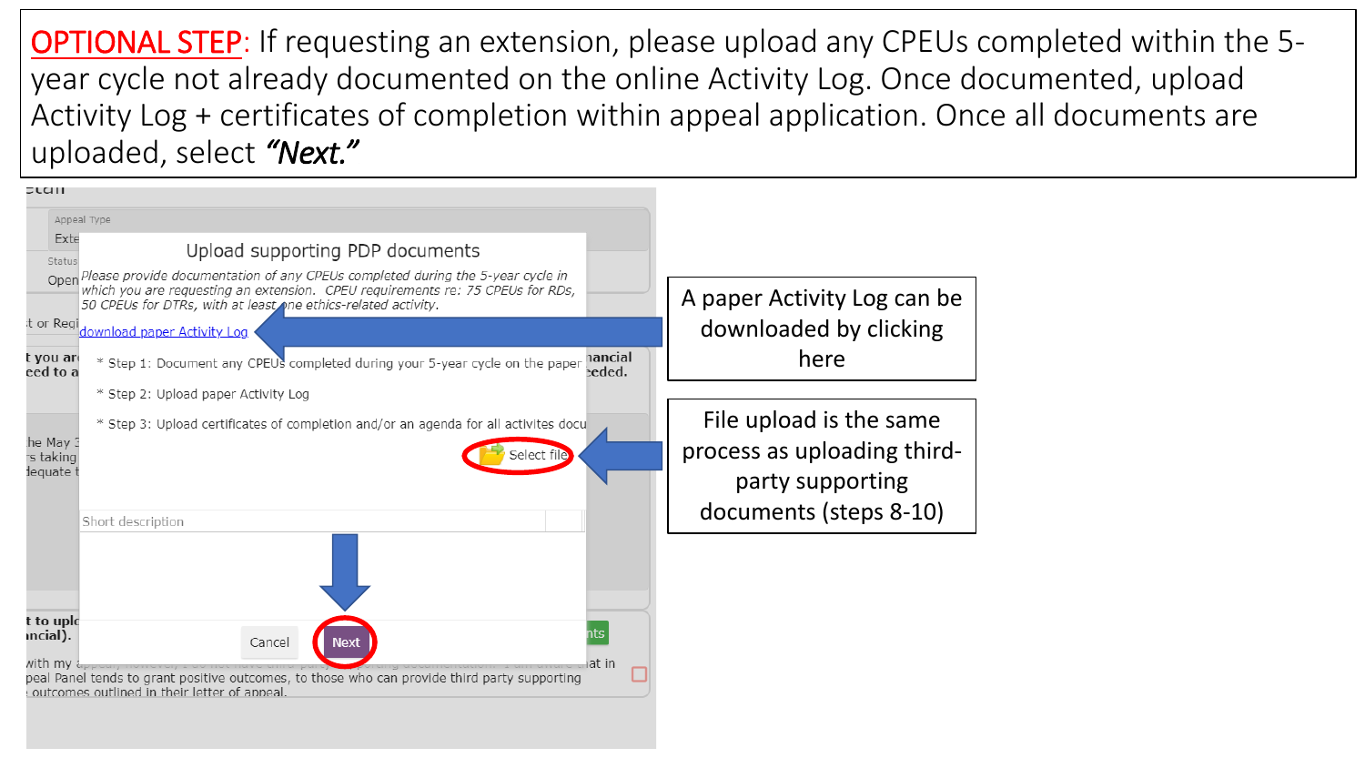**OPTIONAL STEP**: If requesting an extension, please upload any CPEUs completed within the 5-year cycle not already documented on the online Activity Log. Once documented, upload Activity Log + certificates of completion within appeal application. Once all documents are uploaded, select ***"Next."***

Upload supporting PDP documents

*Please provide documentation of any CPEUs completed during the 5-year cycle in which you are requesting an extension. CPEU requirements re: 75 CPEUs for RDs, 50 CPEUs for DTRs, with at least one ethics-related activity.*

download paper Activity Log

- Step 1: Document any CPEUs completed during your 5-year cycle on the paper
- Step 2: Upload paper Activity Log
- Step 3: Upload certificates of completion and/or an agenda for all activites docu

Select file

Short description

Cancel | Next

A paper Activity Log can be downloaded by clicking here

File upload is the same process as uploading third-party supporting documents (steps 8-10)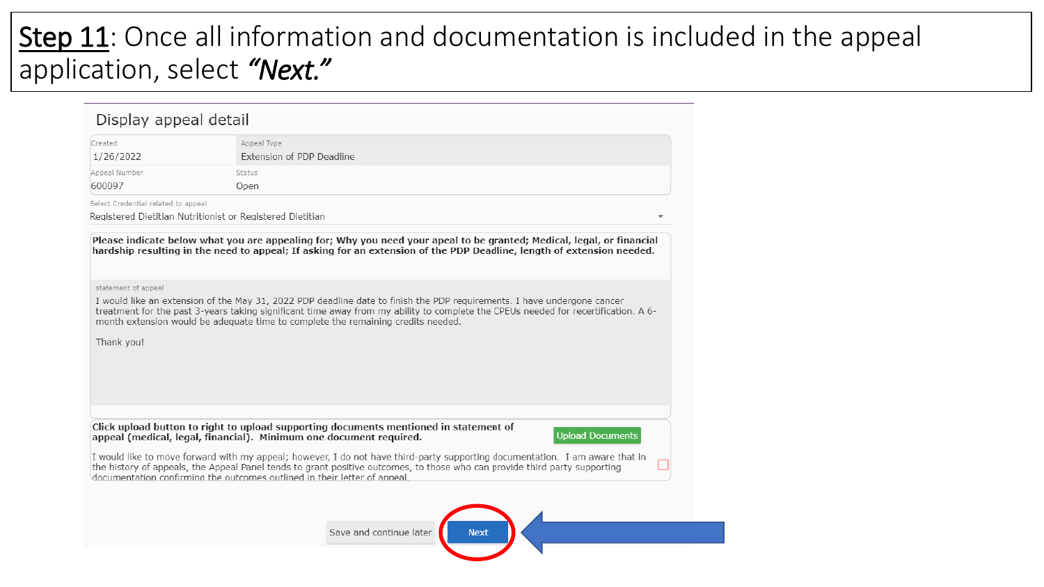**Step 11**: Once all information and documentation is included in the appeal application, select ***"Next."***

Display appeal detail

| Created | Appeal Type |
| --- | --- |
| 1/26/2022 | Extension of PDP Deadline |
| Appeal Number | Status |
| 600097 | Open |

Select Credential related to appeal

Registered Dietitian Nutritionist or Registered Dietitian

**Please indicate below what you are appealing for; Why you need your apeal to be granted; Medical, legal, or financial hardship resulting in the need to appeal; If asking for an extension of the PDP Deadline, length of extension needed.**

statement of appeal

I would like an extension of the May 31, 2022 PDP deadline date to finish the PDP requirements. I have undergone cancer treatment for the past 3-years taking significant time away from my ability to complete the CPEUs needed for recertification. A 6-month extension would be adequate time to complete the remaining credits needed.

Thank you!

**Click upload button to right to upload supporting documents mentioned in statement of appeal (medical, legal, financial). Minimum one document required.**

Upload Documents

I would like to move forward with my appeal; however, I do not have third-party supporting documentation. I am aware that in the history of appeals, the Appeal Panel tends to grant positive outcomes, to those who can provide third party supporting documentation confirming the outcomes outlined in their letter of appeal.

Save and continue later

Next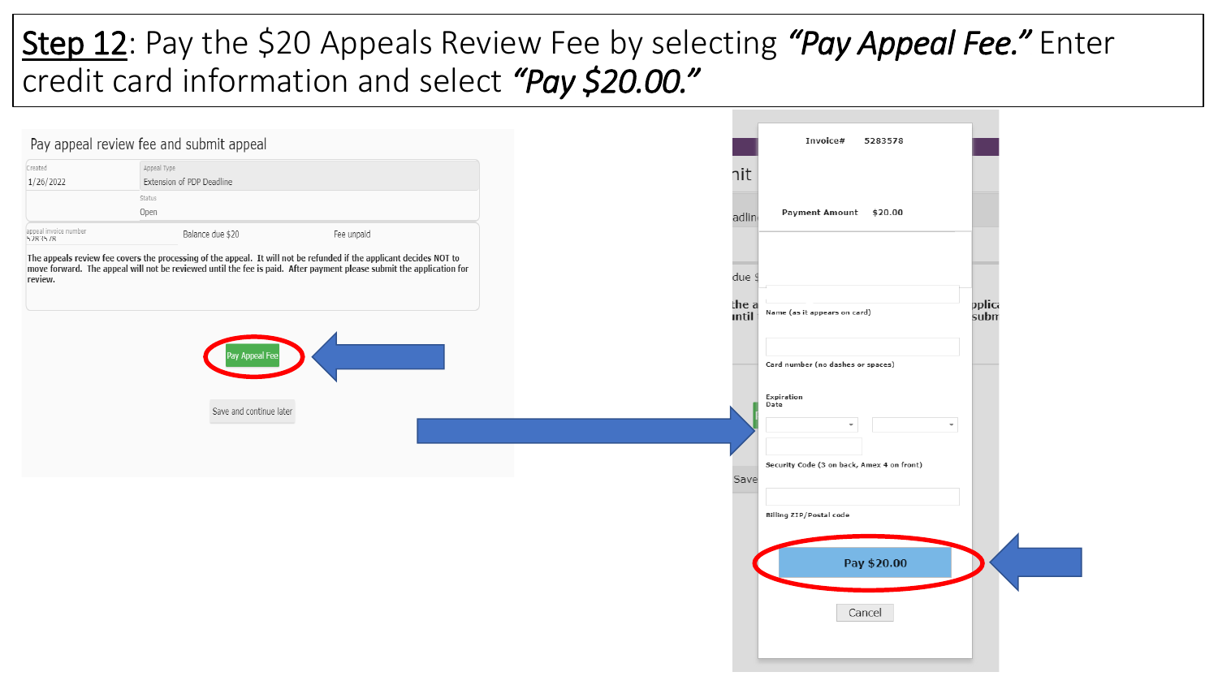**Step 12**: Pay the $20 Appeals Review Fee by selecting ***"Pay Appeal Fee."*** Enter credit card information and select ***"Pay $20.00."***

Pay appeal review fee and submit appeal

| Created | Appeal Type |
| --- | --- |
| 1/26/2022 | Extension of PDP Deadline |
| | Status |
| | Open |

| appeal invoice number | Balance due $20 | Fee unpaid |
| --- | --- | --- |
| 5283578 | | |

The appeals review fee covers the processing of the appeal. It will not be refunded if the applicant decides NOT to move forward. The appeal will not be reviewed until the fee is paid. After payment please submit the application for review.

Pay Appeal Fee

Save and continue later

Invoice# 5283578

Payment Amount $20.00

Name (as it appears on card)

Card number (no dashes or spaces)

Expiration Date

Security Code (3 on back, Amex 4 on front)

Billing ZIP/Postal code

Pay $20.00

Cancel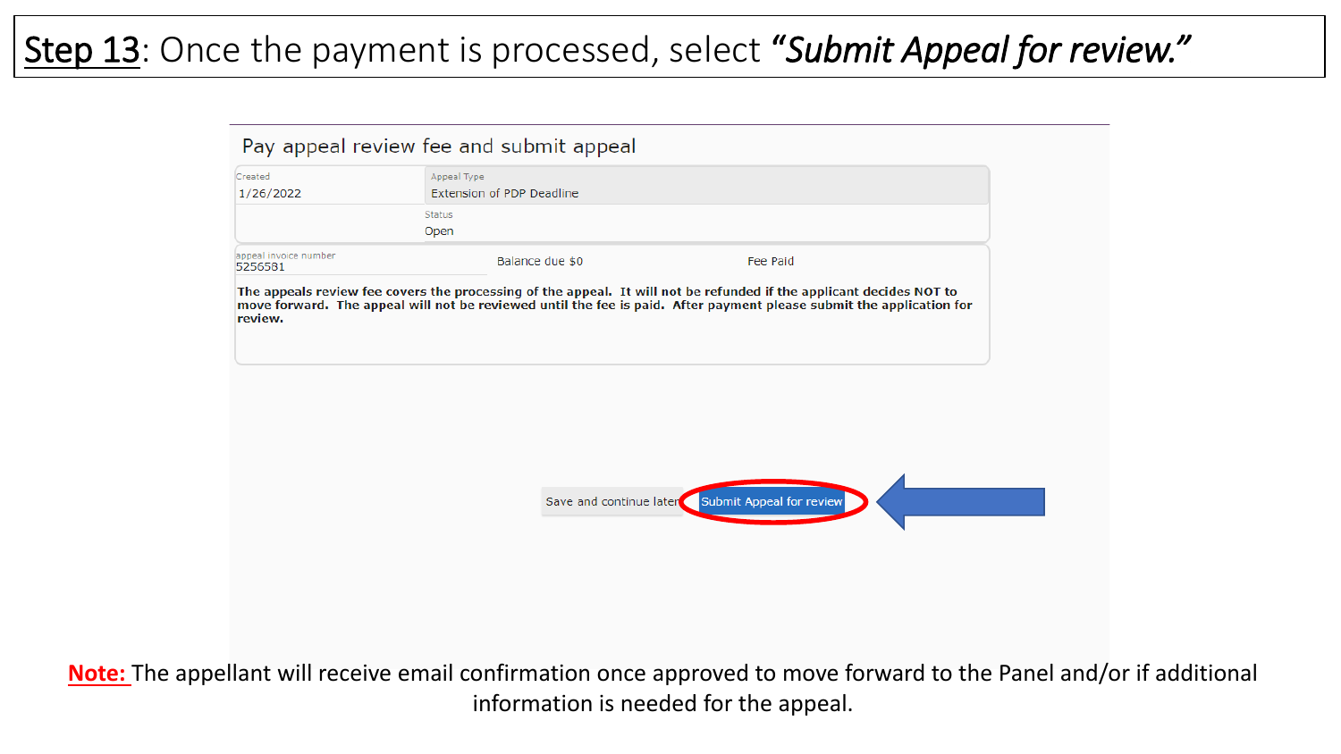# <u>Step 13</u>: Once the payment is processed, select *"Submit Appeal for review."*

Pay appeal review fee and submit appeal

| Created | Appeal Type |
| --- | --- |
| 1/26/2022 | Extension of PDP Deadline |
| | Status |
| | Open |

appeal invoice number
5256581

Balance due $0

Fee Paid

**The appeals review fee covers the processing of the appeal. It will not be refunded if the applicant decides NOT to move forward. The appeal will not be reviewed until the fee is paid. After payment please submit the application for review.**

Save and continue later | Submit Appeal for review

**<u>Note:</u>** The appellant will receive email confirmation once approved to move forward to the Panel and/or if additional information is needed for the appeal.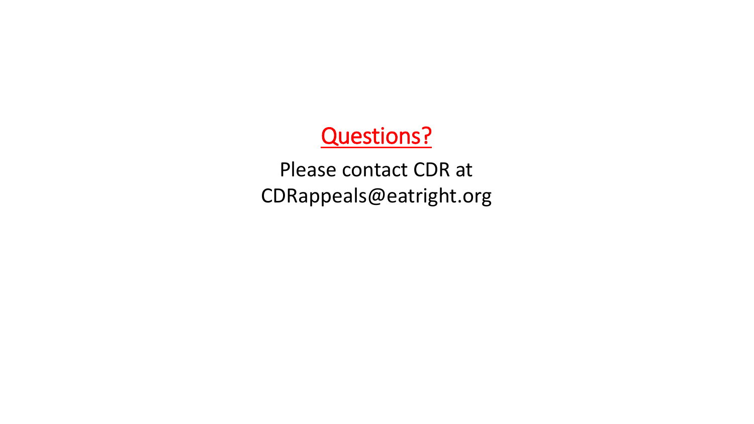## Questions?

Please contact CDR at CDRappeals@eatright.org